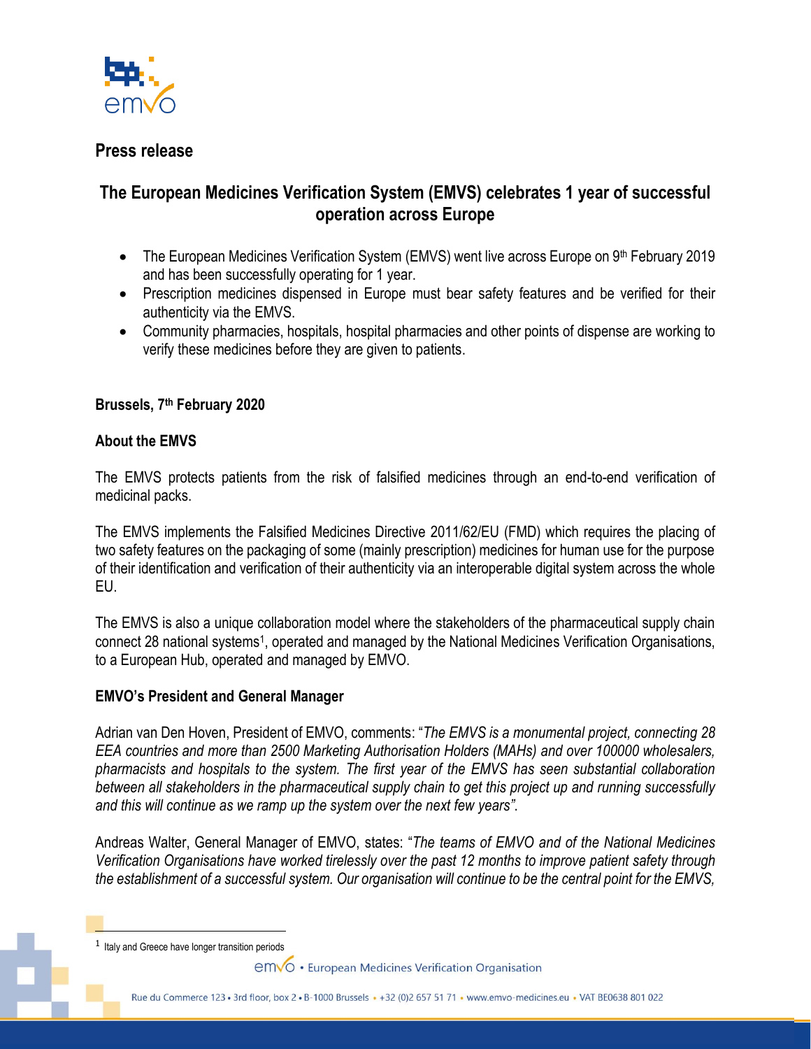## Press release

# The European Medicines Verification System (EMVS) celebrates 1 year of successful operation across Europe

- The European Medicines Verification System (EMVS) went live across Europe on 9th February 2019 and has been successfully operating for 1 year.
- Prescription medicines dispensed in Europe must bear safety features and be verified for their authenticity via the EMVS.
- Community pharmacies, hospitals, hospital pharmacies and other points of dispense are working to verify these medicines before they are given to patients.

**Brussels, 7th February 2020**

### About the EMVS

The EMVS protects patients from the risk of falsified medicines through an end-to-end verification of medicinal packs.

The EMVS implements the Falsified Medicines Directive 2011/62/EU (FMD) which requires the placing of two safety features on the packaging of some (mainly prescription) medicines for human use for the purpose of their identification and verification of their authenticity via an interoperable digital system across the whole EU.

The EMVS is also a unique collaboration model where the stakeholders of the pharmaceutical supply chain connect 28 national systems[1], operated and managed by the National Medicines Verification Organisations, to a European Hub, operated and managed by EMVO.

### EMVO's President and General Manager

Adrian van Den Hoven, President of EMVO, comments: "*The EMVS is a monumental project, connecting 28 EEA countries and more than 2500 Marketing Authorisation Holders (MAHs) and over 100000 wholesalers, pharmacists and hospitals to the system. The first year of the EMVS has seen substantial collaboration between all stakeholders in the pharmaceutical supply chain to get this project up and running successfully and this will continue as we ramp up the system over the next few years*".

Andreas Walter, General Manager of EMVO, states: "*The teams of EMVO and of the National Medicines Verification Organisations have worked tirelessly over the past 12 months to improve patient safety through the establishment of a successful system. Our organisation will continue to be the central point for the EMVS,*

[1] Italy and Greece have longer transition periods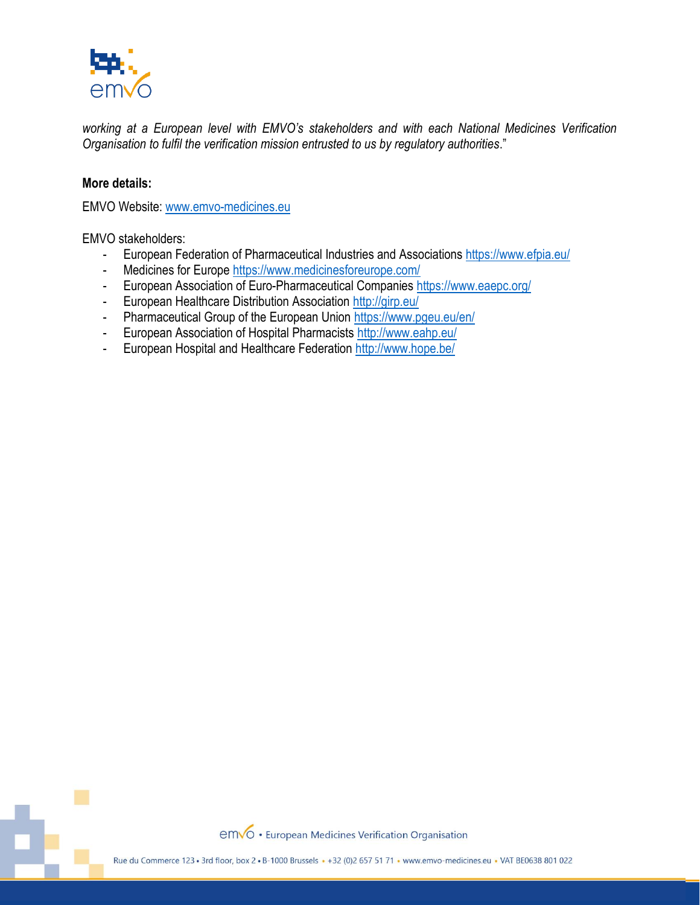*working at a European level with EMVO's stakeholders and with each National Medicines Verification Organisation to fulfil the verification mission entrusted to us by regulatory authorities*."

**More details:**

EMVO Website: www.emvo-medicines.eu

EMVO stakeholders:

- European Federation of Pharmaceutical Industries and Associations https://www.efpia.eu/
- Medicines for Europe https://www.medicinesforeurope.com/
- European Association of Euro-Pharmaceutical Companies https://www.eaepc.org/
- European Healthcare Distribution Association http://girp.eu/
- Pharmaceutical Group of the European Union https://www.pgeu.eu/en/
- European Association of Hospital Pharmacists http://www.eahp.eu/
- European Hospital and Healthcare Federation http://www.hope.be/